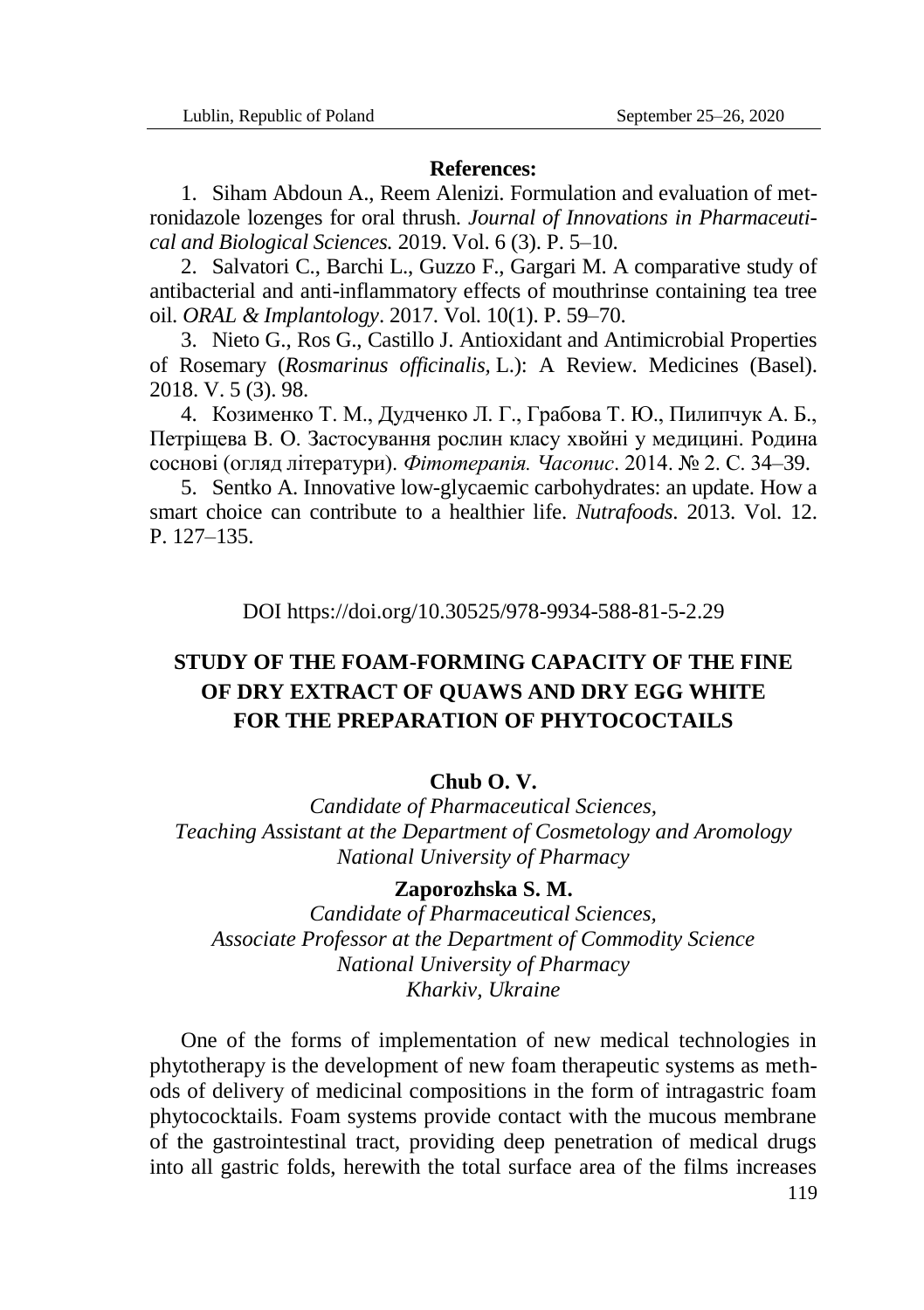**References:**

1. Siham Abdoun A., Reem Alenizi. Formulation and evaluation of metronidazole lozenges for oral thrush. *Journal of Innovations in Pharmaceutical and Biological Sciences.* 2019. Vol. 6 (3). P. 5–10.
2. Salvatori C., Barchi L., Guzzo F., Gargari M. A comparative study of antibacterial and anti-inflammatory effects of mouthrinse containing tea tree oil. *ORAL & Implantology*. 2017. Vol. 10(1). P. 59–70.
3. Nieto G., Ros G., Castillo J. Antioxidant and Antimicrobial Properties of Rosemary (*Rosmarinus officinalis,* L.): A Review. Medicines (Basel). 2018. V. 5 (3). 98.
4. Козименко Т. М., Дудченко Л. Г., Грабова Т. Ю., Пилипчук А. Б., Петріщева В. О. Застосування рослин класу хвойні у медицині. Родина соснові (огляд літератури). *Фітотерапія. Часопис*. 2014. № 2. С. 34–39.
5. Sentko A. Innovative low-glycaemic carbohydrates: an update. How a smart choice can contribute to a healthier life. *Nutrafoods*. 2013. Vol. 12. P. 127–135.

DOI https://doi.org/10.30525/978-9934-588-81-5-2.29

## STUDY OF THE FOAM-FORMING CAPACITY OF THE FINE OF DRY EXTRACT OF QUAWS AND DRY EGG WHITE FOR THE PREPARATION OF PHYTOCOCTAILS

**Chub O. V.**

*Candidate of Pharmaceutical Sciences,*
*Teaching Assistant at the Department of Cosmetology and Aromology*
*National University of Pharmacy*

**Zaporozhska S. M.**

*Candidate of Pharmaceutical Sciences,*
*Associate Professor at the Department of Commodity Science*
*National University of Pharmacy*
*Kharkiv, Ukraine*

One of the forms of implementation of new medical technologies in phytotherapy is the development of new foam therapeutic systems as methods of delivery of medicinal compositions in the form of intragastric foam phytococktails. Foam systems provide contact with the mucous membrane of the gastrointestinal tract, providing deep penetration of medical drugs into all gastric folds, herewith the total surface area of the films increases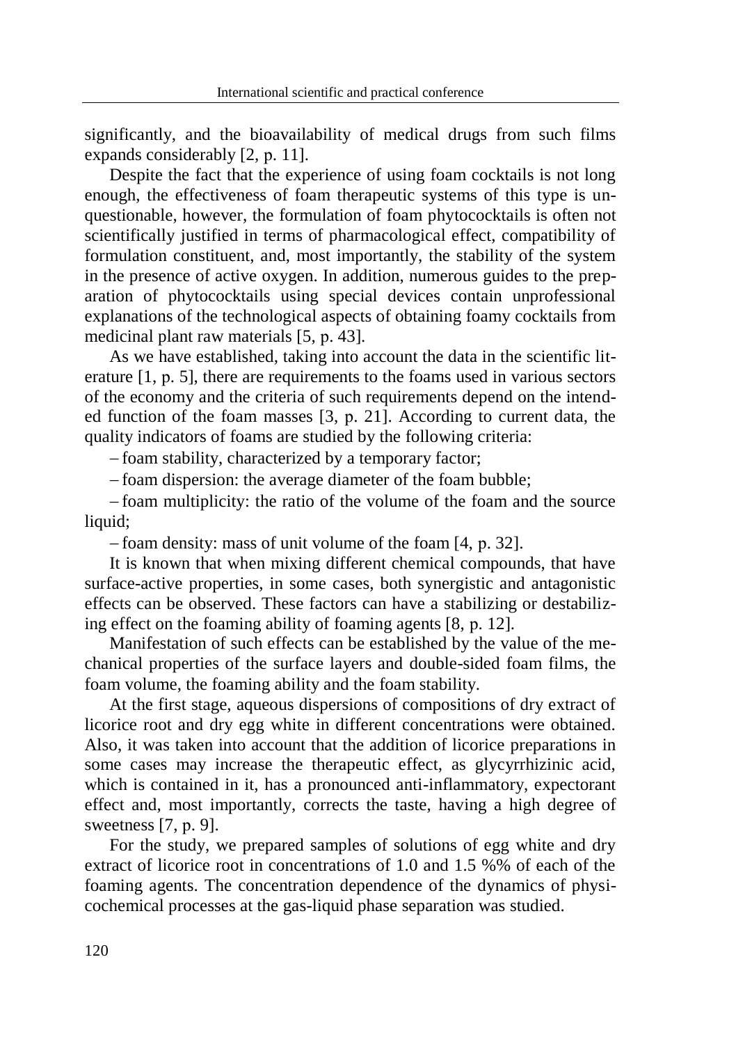significantly, and the bioavailability of medical drugs from such films expands considerably [2, p. 11].

Despite the fact that the experience of using foam cocktails is not long enough, the effectiveness of foam therapeutic systems of this type is unquestionable, however, the formulation of foam phytococktails is often not scientifically justified in terms of pharmacological effect, compatibility of formulation constituent, and, most importantly, the stability of the system in the presence of active oxygen. In addition, numerous guides to the preparation of phytococktails using special devices contain unprofessional explanations of the technological aspects of obtaining foamy cocktails from medicinal plant raw materials [5, p. 43].

As we have established, taking into account the data in the scientific literature [1, p. 5], there are requirements to the foams used in various sectors of the economy and the criteria of such requirements depend on the intended function of the foam masses [3, p. 21]. According to current data, the quality indicators of foams are studied by the following criteria:

- foam stability, characterized by a temporary factor;
- foam dispersion: the average diameter of the foam bubble;
- foam multiplicity: the ratio of the volume of the foam and the source liquid;
- foam density: mass of unit volume of the foam [4, p. 32].

It is known that when mixing different chemical compounds, that have surface-active properties, in some cases, both synergistic and antagonistic effects can be observed. These factors can have a stabilizing or destabilizing effect on the foaming ability of foaming agents [8, p. 12].

Manifestation of such effects can be established by the value of the mechanical properties of the surface layers and double-sided foam films, the foam volume, the foaming ability and the foam stability.

At the first stage, aqueous dispersions of compositions of dry extract of licorice root and dry egg white in different concentrations were obtained. Also, it was taken into account that the addition of licorice preparations in some cases may increase the therapeutic effect, as glycyrrhizinic acid, which is contained in it, has a pronounced anti-inflammatory, expectorant effect and, most importantly, corrects the taste, having a high degree of sweetness [7, p. 9].

For the study, we prepared samples of solutions of egg white and dry extract of licorice root in concentrations of 1.0 and 1.5 %% of each of the foaming agents. The concentration dependence of the dynamics of physicochemical processes at the gas-liquid phase separation was studied.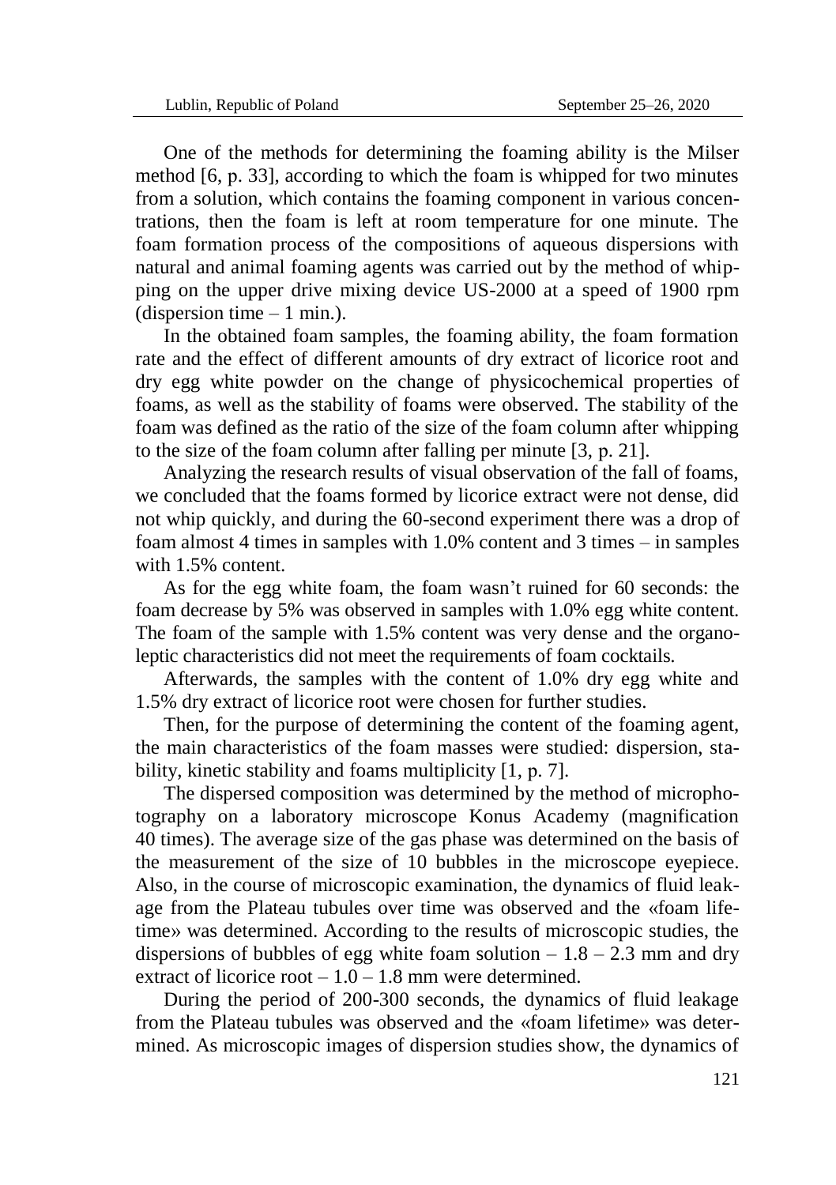One of the methods for determining the foaming ability is the Milser method [6, p. 33], according to which the foam is whipped for two minutes from a solution, which contains the foaming component in various concentrations, then the foam is left at room temperature for one minute. The foam formation process of the compositions of aqueous dispersions with natural and animal foaming agents was carried out by the method of whipping on the upper drive mixing device US-2000 at a speed of 1900 rpm (dispersion time – 1 min.).

In the obtained foam samples, the foaming ability, the foam formation rate and the effect of different amounts of dry extract of licorice root and dry egg white powder on the change of physicochemical properties of foams, as well as the stability of foams were observed. The stability of the foam was defined as the ratio of the size of the foam column after whipping to the size of the foam column after falling per minute [3, p. 21].

Analyzing the research results of visual observation of the fall of foams, we concluded that the foams formed by licorice extract were not dense, did not whip quickly, and during the 60-second experiment there was a drop of foam almost 4 times in samples with 1.0% content and 3 times – in samples with 1.5% content.

As for the egg white foam, the foam wasn't ruined for 60 seconds: the foam decrease by 5% was observed in samples with 1.0% egg white content. The foam of the sample with 1.5% content was very dense and the organoleptic characteristics did not meet the requirements of foam cocktails.

Afterwards, the samples with the content of 1.0% dry egg white and 1.5% dry extract of licorice root were chosen for further studies.

Then, for the purpose of determining the content of the foaming agent, the main characteristics of the foam masses were studied: dispersion, stability, kinetic stability and foams multiplicity [1, p. 7].

The dispersed composition was determined by the method of microphotography on a laboratory microscope Konus Academy (magnification 40 times). The average size of the gas phase was determined on the basis of the measurement of the size of 10 bubbles in the microscope eyepiece. Also, in the course of microscopic examination, the dynamics of fluid leakage from the Plateau tubules over time was observed and the «foam lifetime» was determined. According to the results of microscopic studies, the dispersions of bubbles of egg white foam solution – 1.8 – 2.3 mm and dry extract of licorice root – 1.0 – 1.8 mm were determined.

During the period of 200-300 seconds, the dynamics of fluid leakage from the Plateau tubules was observed and the «foam lifetime» was determined. As microscopic images of dispersion studies show, the dynamics of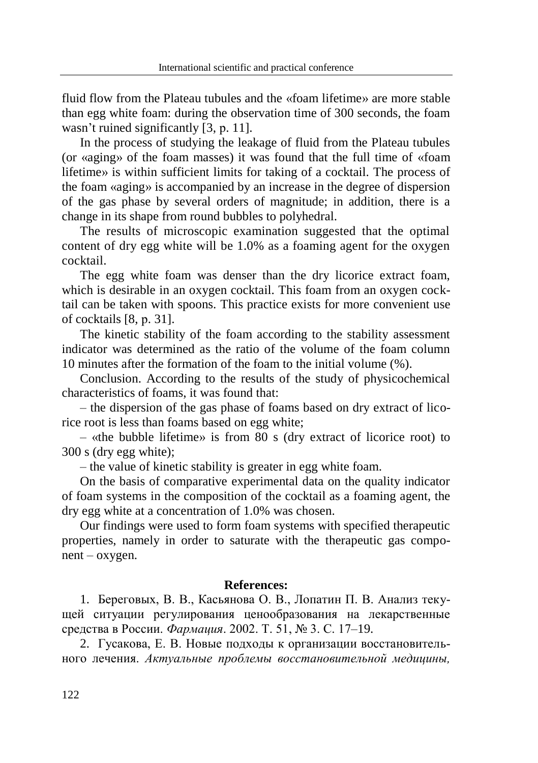fluid flow from the Plateau tubules and the «foam lifetime» are more stable than egg white foam: during the observation time of 300 seconds, the foam wasn't ruined significantly [3, p. 11].

In the process of studying the leakage of fluid from the Plateau tubules (or «aging» of the foam masses) it was found that the full time of «foam lifetime» is within sufficient limits for taking of a cocktail. The process of the foam «aging» is accompanied by an increase in the degree of dispersion of the gas phase by several orders of magnitude; in addition, there is a change in its shape from round bubbles to polyhedral.

The results of microscopic examination suggested that the optimal content of dry egg white will be 1.0% as a foaming agent for the oxygen cocktail.

The egg white foam was denser than the dry licorice extract foam, which is desirable in an oxygen cocktail. This foam from an oxygen cocktail can be taken with spoons. This practice exists for more convenient use of cocktails [8, p. 31].

The kinetic stability of the foam according to the stability assessment indicator was determined as the ratio of the volume of the foam column 10 minutes after the formation of the foam to the initial volume (%).

Conclusion. According to the results of the study of physicochemical characteristics of foams, it was found that:

– the dispersion of the gas phase of foams based on dry extract of licorice root is less than foams based on egg white;

– «the bubble lifetime» is from 80 s (dry extract of licorice root) to 300 s (dry egg white);

– the value of kinetic stability is greater in egg white foam.

On the basis of comparative experimental data on the quality indicator of foam systems in the composition of the cocktail as a foaming agent, the dry egg white at a concentration of 1.0% was chosen.

Our findings were used to form foam systems with specified therapeutic properties, namely in order to saturate with the therapeutic gas component – oxygen.

**References:**

1. Береговых, В. В., Касьянова О. В., Лопатин П. В. Анализ текущей ситуации регулирования ценообразования на лекарственные средства в России. *Фармация*. 2002. Т. 51, № 3. С. 17–19.

2. Гусакова, Е. В. Новые подходы к организации восстановительного лечения. *Актуальные проблемы восстановительной медицины,*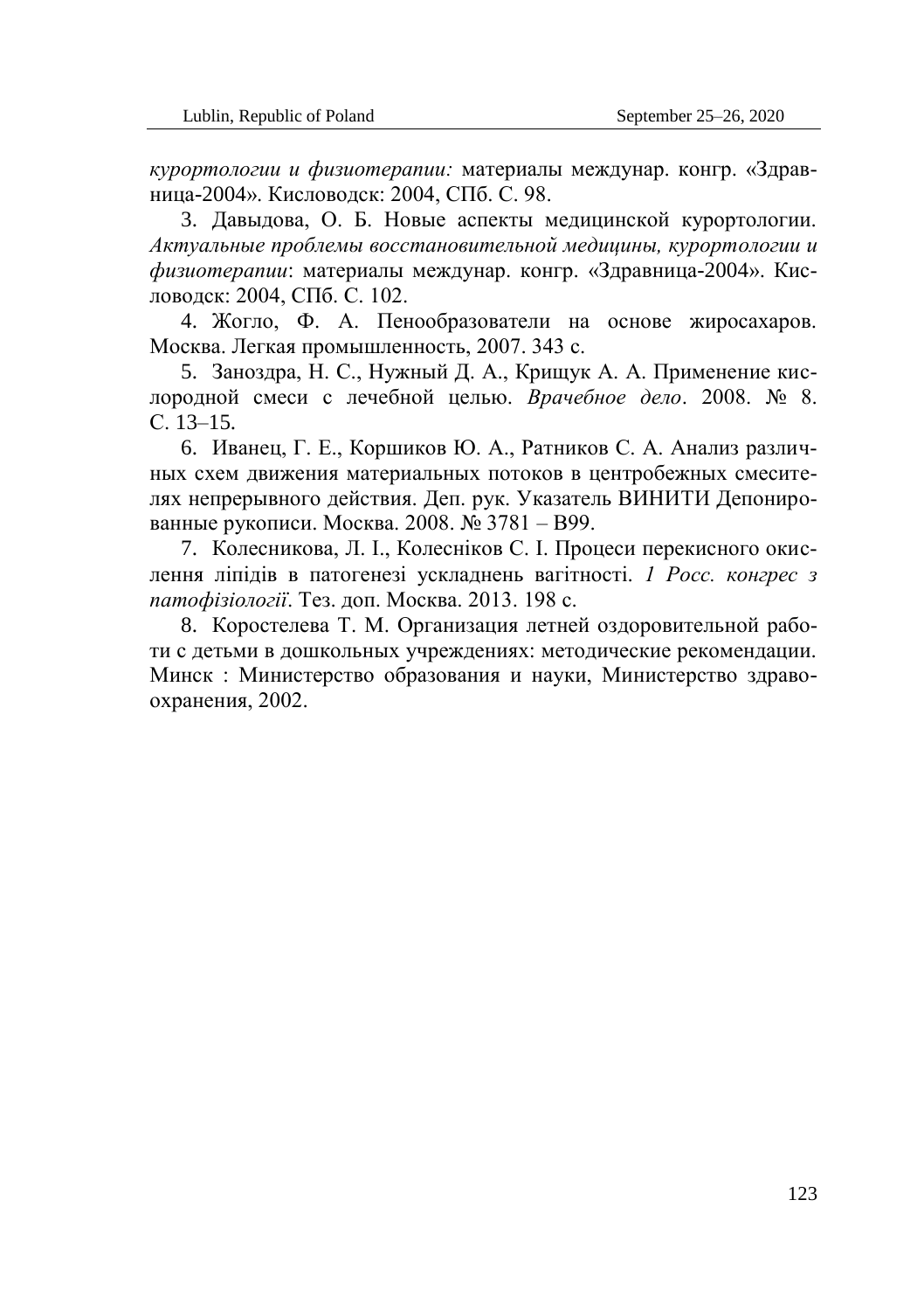*курортологии и физиотерапии:* материалы междунар. конгр. «Здравница-2004». Кисловодск: 2004, СПб. С. 98.

3. Давыдова, О. Б. Новые аспекты медицинской курортологии. *Актуальные проблемы восстановительной медицины, курортологии и физиотерапии*: материалы междунар. конгр. «Здравница-2004». Кисловодск: 2004, СПб. С. 102.

4. Жогло, Ф. А. Пенообразователи на основе жиросахаров. Москва. Легкая промышленность, 2007. 343 с.

5. Заноздра, Н. С., Нужный Д. А., Крищук А. А. Применение кислородной смеси с лечебной целью. *Врачебное дело*. 2008. № 8. С. 13–15.

6. Иванец, Г. Е., Коршиков Ю. А., Ратников С. А. Анализ различных схем движения материальных потоков в центробежных смесителях непрерывного действия. Деп. рук. Указатель ВИНИТИ Депонированные рукописи. Москва. 2008. № 3781 – В99.

7. Колесникова, Л. І., Колесніков С. І. Процеси перекисного окислення ліпідів в патогенезі ускладнень вагітності. *1 Росс. конгрес з патофізіології*. Тез. доп. Москва. 2013. 198 с.

8. Коростелева Т. М. Организация летней оздоровительной работы с детьми в дошкольных учреждениях: методические рекомендации. Минск : Министерство образования и науки, Министерство здравоохранения, 2002.